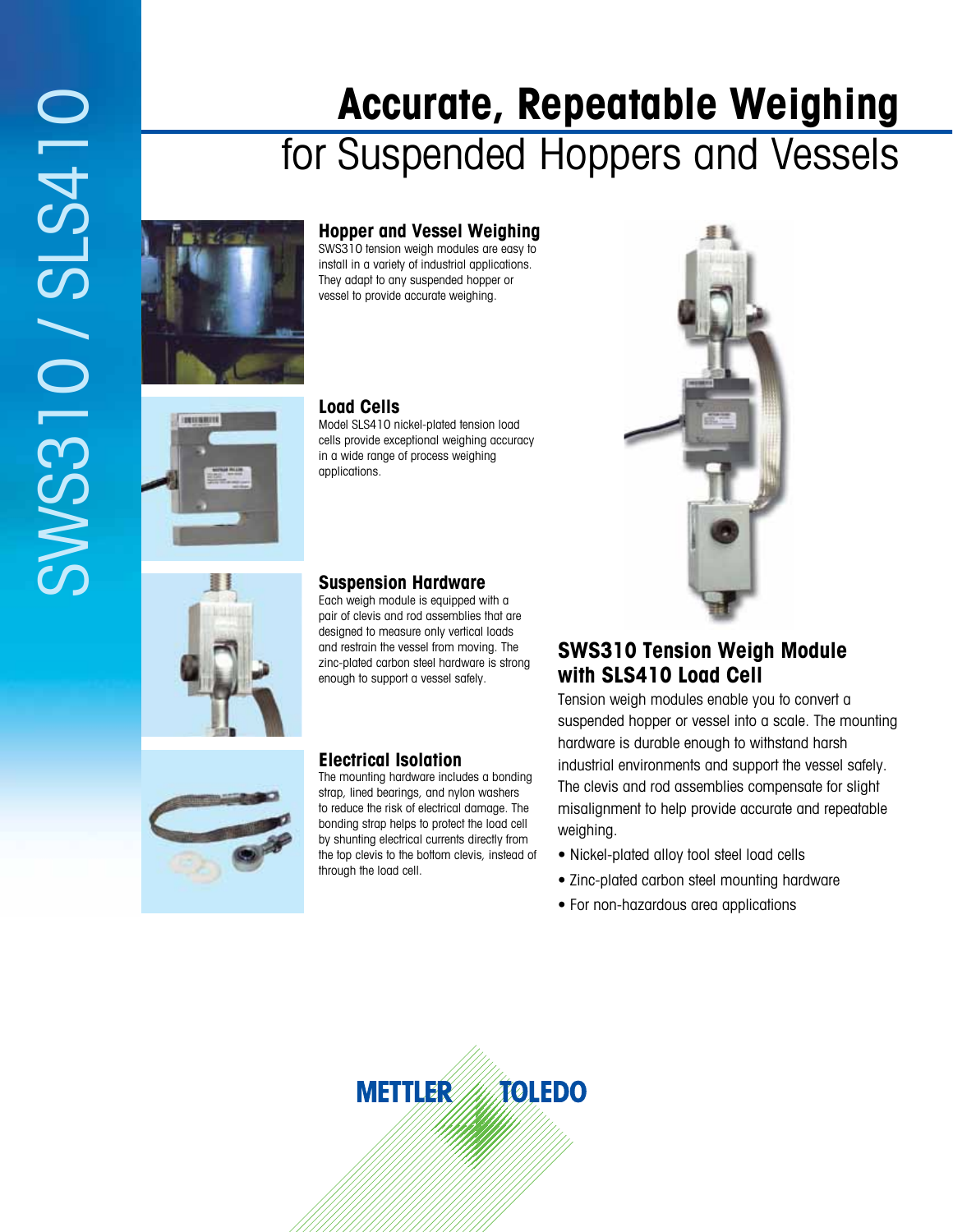# Accurate, Repeatable Weighing
## for Suspended Hoppers and Vessels

### Hopper and Vessel Weighing

SWS310 tension weigh modules are easy to install in a variety of industrial applications. They adapt to any suspended hopper or vessel to provide accurate weighing.

### Load Cells

Model SLS410 nickel-plated tension load cells provide exceptional weighing accuracy in a wide range of process weighing applications.

### Suspension Hardware

Each weigh module is equipped with a pair of clevis and rod assemblies that are designed to measure only vertical loads and restrain the vessel from moving. The zinc-plated carbon steel hardware is strong enough to support a vessel safely.

### Electrical Isolation

The mounting hardware includes a bonding strap, lined bearings, and nylon washers to reduce the risk of electrical damage. The bonding strap helps to protect the load cell by shunting electrical currents directly from the top clevis to the bottom clevis, instead of through the load cell.

### SWS310 Tension Weigh Module with SLS410 Load Cell

Tension weigh modules enable you to convert a suspended hopper or vessel into a scale. The mounting hardware is durable enough to withstand harsh industrial environments and support the vessel safely. The clevis and rod assemblies compensate for slight misalignment to help provide accurate and repeatable weighing.

- Nickel-plated alloy tool steel load cells
- Zinc-plated carbon steel mounting hardware
- For non-hazardous area applications

METTLER TOLEDO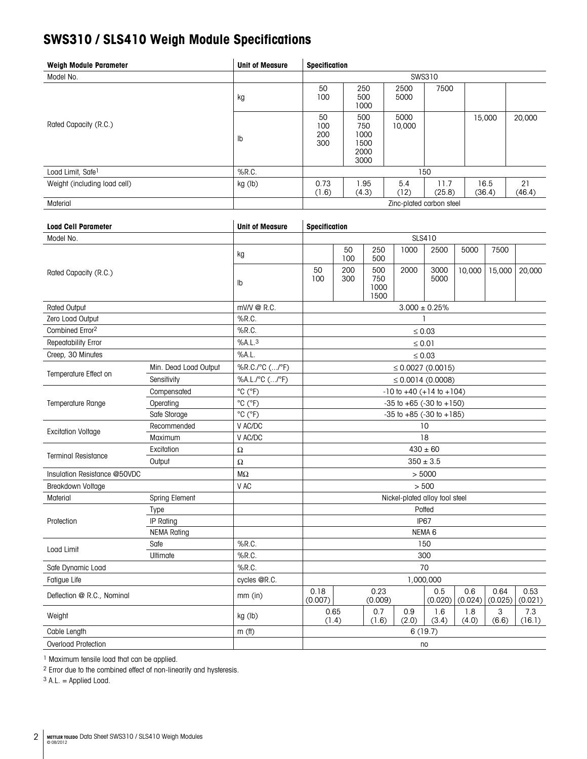# SWS310 / SLS410 Weigh Module Specifications

| Weigh Module Parameter | Unit of Measure | Specification | | | | | |
|---|---|---|---|---|---|---|---|
| Model No. | | SWS310 | | | | | |
| Rated Capacity (R.C.) | kg | 50<br>100 | 250<br>500<br>1000 | 2500<br>5000 | 7500 | | |
| | lb | 50<br>100<br>200<br>300 | 500<br>750<br>1000<br>1500<br>2000<br>3000 | 5000<br>10,000 | | 15,000 | 20,000 |
| Load Limit, Safe[1] | %R.C. | 150 | | | | | |
| Weight (including load cell) | kg (lb) | 0.73<br>(1.6) | 1.95<br>(4.3) | 5.4<br>(12) | 11.7<br>(25.8) | 16.5<br>(36.4) | 21<br>(46.4) |
| Material | | Zinc-plated carbon steel | | | | | |

| Load Cell Parameter | | Unit of Measure | Specification | | | | | | | |
|---|---|---|---|---|---|---|---|---|---|---|
| Model No. | | | SLS410 | | | | | | | |
| Rated Capacity (R.C.) | | kg | | 50<br>100 | 250<br>500 | 1000 | 2500 | 5000 | 7500 | |
| | | lb | 50<br>100 | 200<br>300 | 500<br>750<br>1000<br>1500 | 2000 | 3000<br>5000 | 10,000 | 15,000 | 20,000 |
| Rated Output | | mV/V @ R.C. | 3.000 ± 0.25% | | | | | | | |
| Zero Load Output | | %R.C. | 1 | | | | | | | |
| Combined Error[2] | | %R.C. | ≤ 0.03 | | | | | | | |
| Repeatability Error | | %A.L.[3] | ≤ 0.01 | | | | | | | |
| Creep, 30 Minutes | | %A.L. | ≤ 0.03 | | | | | | | |
| Temperature Effect on | Min. Dead Load Output | %R.C./°C (.../°F) | ≤ 0.0027 (0.0015) | | | | | | | |
| | Sensitivity | %A.L./°C (.../°F) | ≤ 0.0014 (0.0008) | | | | | | | |
| Temperature Range | Compensated | °C (°F) | -10 to +40 (+14 to +104) | | | | | | | |
| | Operating | °C (°F) | -35 to +65 (-30 to +150) | | | | | | | |
| | Safe Storage | °C (°F) | -35 to +85 (-30 to +185) | | | | | | | |
| Excitation Voltage | Recommended | V AC/DC | 10 | | | | | | | |
| | Maximum | V AC/DC | 18 | | | | | | | |
| Terminal Resistance | Excitation | Ω | 430 ± 60 | | | | | | | |
| | Output | Ω | 350 ± 3.5 | | | | | | | |
| Insulation Resistance @50VDC | | MΩ | > 5000 | | | | | | | |
| Breakdown Voltage | | V AC | > 500 | | | | | | | |
| Material | Spring Element | | Nickel-plated alloy tool steel | | | | | | | |
| Protection | Type | | Potted | | | | | | | |
| | IP Rating | | IP67 | | | | | | | |
| | NEMA Rating | | NEMA 6 | | | | | | | |
| Load Limit | Safe | %R.C. | 150 | | | | | | | |
| | Ultimate | %R.C. | 300 | | | | | | | |
| Safe Dynamic Load | | %R.C. | 70 | | | | | | | |
| Fatigue Life | | cycles @R.C. | 1,000,000 | | | | | | | |
| Deflection @ R.C., Nominal | | mm (in) | 0.18<br>(0.007) | 0.23<br>(0.009) | | | 0.5<br>(0.020) | 0.6<br>(0.024) | 0.64<br>(0.025) | 0.53<br>(0.021) |
| Weight | | kg (lb) | 0.65<br>(1.4) | | 0.7<br>(1.6) | 0.9<br>(2.0) | 1.6<br>(3.4) | 1.8<br>(4.0) | 3<br>(6.6) | 7.3<br>(16.1) |
| Cable Length | | m (ft) | 6 (19.7) | | | | | | | |
| Overload Protection | | | no | | | | | | | |

[1] Maximum tensile load that can be applied.

[2] Error due to the combined effect of non-linearity and hysteresis.

[3] A.L. = Applied Load.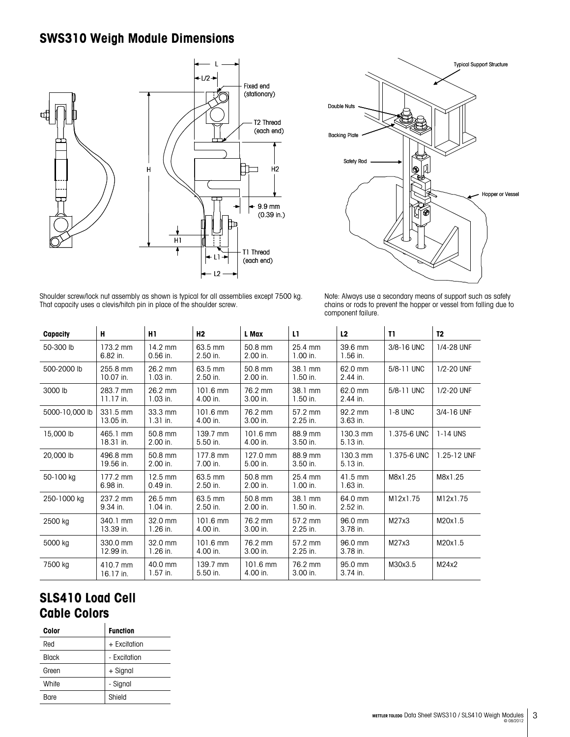## SWS310 Weigh Module Dimensions

Shoulder screw/lock nut assembly as shown is typical for all assemblies except 7500 kg. That capacity uses a clevis/hitch pin in place of the shoulder screw.

Note: Always use a secondary means of support such as safety chains or rods to prevent the hopper or vessel from falling due to component failure.

| Capacity | H | H1 | H2 | L Max | L1 | L2 | T1 | T2 |
|---|---|---|---|---|---|---|---|---|
| 50-300 lb | 173.2 mm 6.82 in. | 14.2 mm 0.56 in. | 63.5 mm 2.50 in. | 50.8 mm 2.00 in. | 25.4 mm 1.00 in. | 39.6 mm 1.56 in. | 3/8-16 UNC | 1/4-28 UNF |
| 500-2000 lb | 255.8 mm 10.07 in. | 26.2 mm 1.03 in. | 63.5 mm 2.50 in. | 50.8 mm 2.00 in. | 38.1 mm 1.50 in. | 62.0 mm 2.44 in. | 5/8-11 UNC | 1/2-20 UNF |
| 3000 lb | 283.7 mm 11.17 in. | 26.2 mm 1.03 in. | 101.6 mm 4.00 in. | 76.2 mm 3.00 in. | 38.1 mm 1.50 in. | 62.0 mm 2.44 in. | 5/8-11 UNC | 1/2-20 UNF |
| 5000-10,000 lb | 331.5 mm 13.05 in. | 33.3 mm 1.31 in. | 101.6 mm 4.00 in. | 76.2 mm 3.00 in. | 57.2 mm 2.25 in. | 92.2 mm 3.63 in. | 1-8 UNC | 3/4-16 UNF |
| 15,000 lb | 465.1 mm 18.31 in. | 50.8 mm 2.00 in. | 139.7 mm 5.50 in. | 101.6 mm 4.00 in. | 88.9 mm 3.50 in. | 130.3 mm 5.13 in. | 1.375-6 UNC | 1-14 UNS |
| 20,000 lb | 496.8 mm 19.56 in. | 50.8 mm 2.00 in. | 177.8 mm 7.00 in. | 127.0 mm 5.00 in. | 88.9 mm 3.50 in. | 130.3 mm 5.13 in. | 1.375-6 UNC | 1.25-12 UNF |
| 50-100 kg | 177.2 mm 6.98 in. | 12.5 mm 0.49 in. | 63.5 mm 2.50 in. | 50.8 mm 2.00 in. | 25.4 mm 1.00 in. | 41.5 mm 1.63 in. | M8x1.25 | M8x1.25 |
| 250-1000 kg | 237.2 mm 9.34 in. | 26.5 mm 1.04 in. | 63.5 mm 2.50 in. | 50.8 mm 2.00 in. | 38.1 mm 1.50 in. | 64.0 mm 2.52 in. | M12x1.75 | M12x1.75 |
| 2500 kg | 340.1 mm 13.39 in. | 32.0 mm 1.26 in. | 101.6 mm 4.00 in. | 76.2 mm 3.00 in. | 57.2 mm 2.25 in. | 96.0 mm 3.78 in. | M27x3 | M20x1.5 |
| 5000 kg | 330.0 mm 12.99 in. | 32.0 mm 1.26 in. | 101.6 mm 4.00 in. | 76.2 mm 3.00 in. | 57.2 mm 2.25 in. | 96.0 mm 3.78 in. | M27x3 | M20x1.5 |
| 7500 kg | 410.7 mm 16.17 in. | 40.0 mm 1.57 in. | 139.7 mm 5.50 in. | 101.6 mm 4.00 in. | 76.2 mm 3.00 in. | 95.0 mm 3.74 in. | M30x3.5 | M24x2 |

## SLS410 Load Cell Cable Colors

| Color | Function |
|---|---|
| Red | + Excitation |
| Black | - Excitation |
| Green | + Signal |
| White | - Signal |
| Bare | Shield |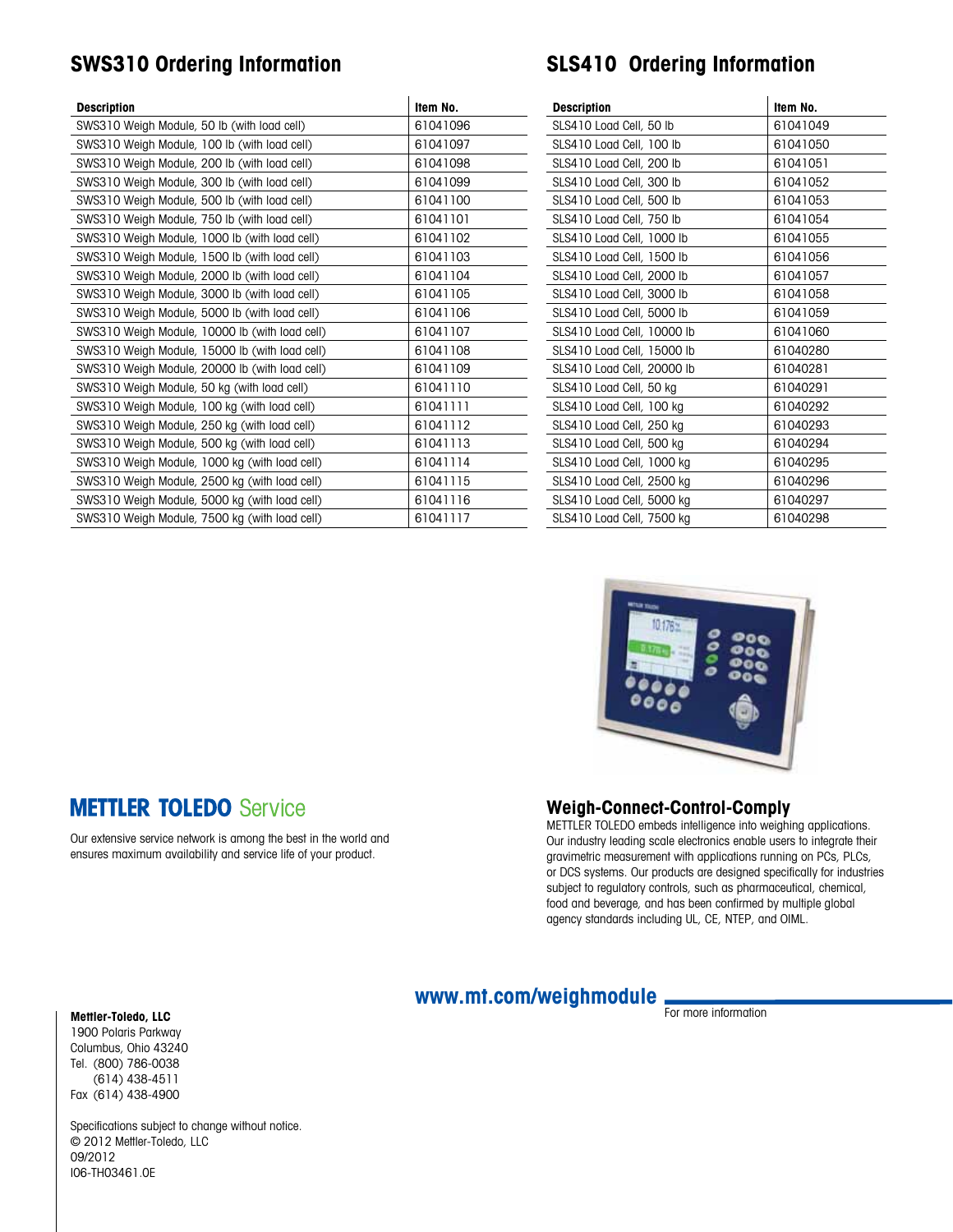## SWS310 Ordering Information

| Description | Item No. |
|---|---|
| SWS310 Weigh Module, 50 lb (with load cell) | 61041096 |
| SWS310 Weigh Module, 100 lb (with load cell) | 61041097 |
| SWS310 Weigh Module, 200 lb (with load cell) | 61041098 |
| SWS310 Weigh Module, 300 lb (with load cell) | 61041099 |
| SWS310 Weigh Module, 500 lb (with load cell) | 61041100 |
| SWS310 Weigh Module, 750 lb (with load cell) | 61041101 |
| SWS310 Weigh Module, 1000 lb (with load cell) | 61041102 |
| SWS310 Weigh Module, 1500 lb (with load cell) | 61041103 |
| SWS310 Weigh Module, 2000 lb (with load cell) | 61041104 |
| SWS310 Weigh Module, 3000 lb (with load cell) | 61041105 |
| SWS310 Weigh Module, 5000 lb (with load cell) | 61041106 |
| SWS310 Weigh Module, 10000 lb (with load cell) | 61041107 |
| SWS310 Weigh Module, 15000 lb (with load cell) | 61041108 |
| SWS310 Weigh Module, 20000 lb (with load cell) | 61041109 |
| SWS310 Weigh Module, 50 kg (with load cell) | 61041110 |
| SWS310 Weigh Module, 100 kg (with load cell) | 61041111 |
| SWS310 Weigh Module, 250 kg (with load cell) | 61041112 |
| SWS310 Weigh Module, 500 kg (with load cell) | 61041113 |
| SWS310 Weigh Module, 1000 kg (with load cell) | 61041114 |
| SWS310 Weigh Module, 2500 kg (with load cell) | 61041115 |
| SWS310 Weigh Module, 5000 kg (with load cell) | 61041116 |
| SWS310 Weigh Module, 7500 kg (with load cell) | 61041117 |

## SLS410 Ordering Information

| Description | Item No. |
|---|---|
| SLS410 Load Cell, 50 lb | 61041049 |
| SLS410 Load Cell, 100 lb | 61041050 |
| SLS410 Load Cell, 200 lb | 61041051 |
| SLS410 Load Cell, 300 lb | 61041052 |
| SLS410 Load Cell, 500 lb | 61041053 |
| SLS410 Load Cell, 750 lb | 61041054 |
| SLS410 Load Cell, 1000 lb | 61041055 |
| SLS410 Load Cell, 1500 lb | 61041056 |
| SLS410 Load Cell, 2000 lb | 61041057 |
| SLS410 Load Cell, 3000 lb | 61041058 |
| SLS410 Load Cell, 5000 lb | 61041059 |
| SLS410 Load Cell, 10000 lb | 61041060 |
| SLS410 Load Cell, 15000 lb | 61040280 |
| SLS410 Load Cell, 20000 lb | 61040281 |
| SLS410 Load Cell, 50 kg | 61040291 |
| SLS410 Load Cell, 100 kg | 61040292 |
| SLS410 Load Cell, 250 kg | 61040293 |
| SLS410 Load Cell, 500 kg | 61040294 |
| SLS410 Load Cell, 1000 kg | 61040295 |
| SLS410 Load Cell, 2500 kg | 61040296 |
| SLS410 Load Cell, 5000 kg | 61040297 |
| SLS410 Load Cell, 7500 kg | 61040298 |

## METTLER TOLEDO Service

Our extensive service network is among the best in the world and ensures maximum availability and service life of your product.

## Weigh-Connect-Control-Comply

METTLER TOLEDO embeds intelligence into weighing applications. Our industry leading scale electronics enable users to integrate their gravimetric measurement with applications running on PCs, PLCs, or DCS systems. Our products are designed specifically for industries subject to regulatory controls, such as pharmaceutical, chemical, food and beverage, and has been confirmed by multiple global agency standards including UL, CE, NTEP, and OIML.

**www.mt.com/weighmodule**

For more information

**Mettler-Toledo, LLC**
1900 Polaris Parkway
Columbus, Ohio 43240
Tel. (800) 786-0038
(614) 438-4511
Fax (614) 438-4900

Specifications subject to change without notice.
© 2012 Mettler-Toledo, LLC
09/2012
I06-TH03461.0E